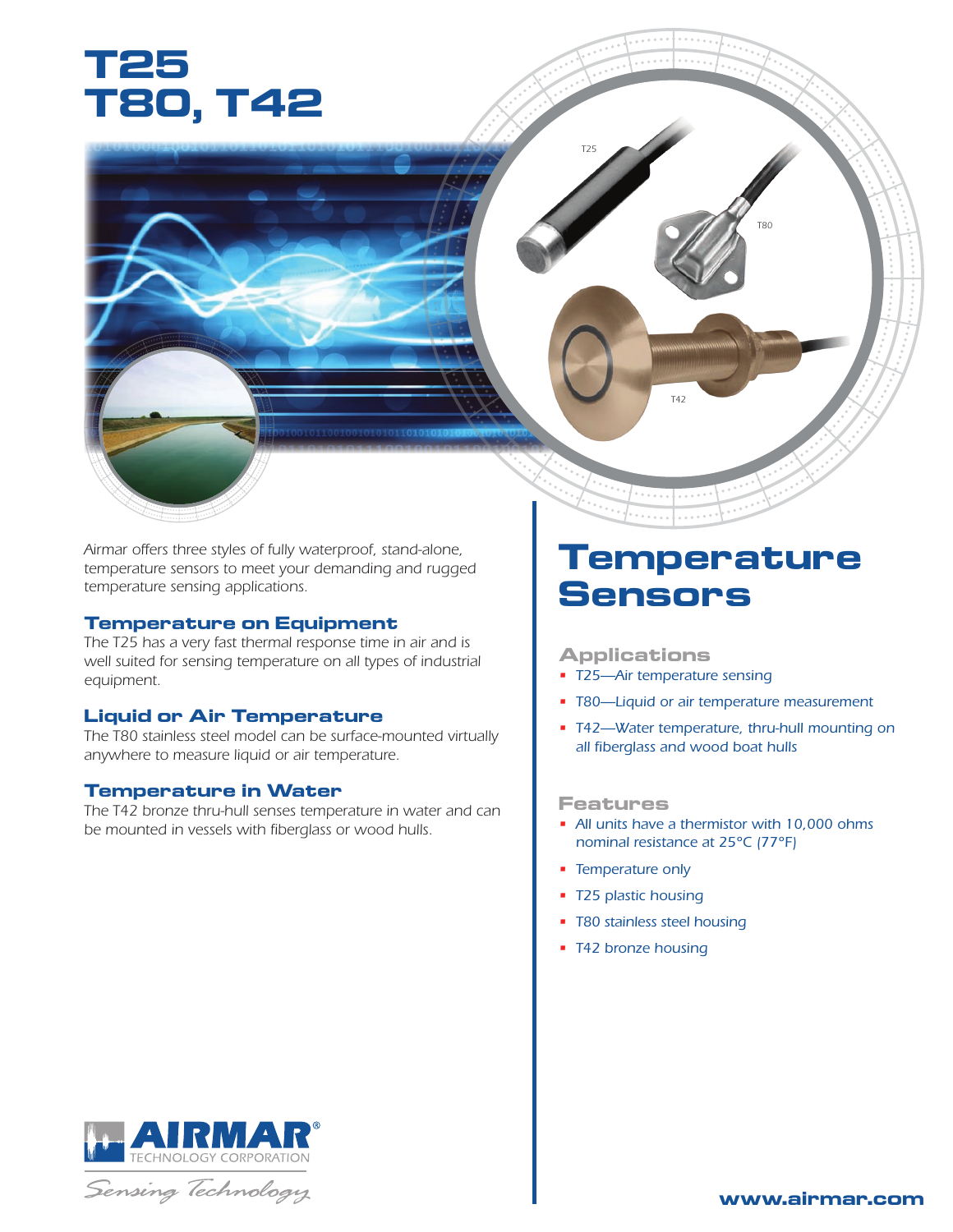# T25
# T80, T42

T25

T80

T42

Airmar offers three styles of fully waterproof, stand-alone, temperature sensors to meet your demanding and rugged temperature sensing applications.

### Temperature on Equipment

The T25 has a very fast thermal response time in air and is well suited for sensing temperature on all types of industrial equipment.

### Liquid or Air Temperature

The T80 stainless steel model can be surface-mounted virtually anywhere to measure liquid or air temperature.

### Temperature in Water

The T42 bronze thru-hull senses temperature in water and can be mounted in vessels with fiberglass or wood hulls.

## Temperature Sensors

### Applications

- T25—Air temperature sensing
- T80—Liquid or air temperature measurement
- T42—Water temperature, thru-hull mounting on all fiberglass and wood boat hulls

### Features

- All units have a thermistor with 10,000 ohms nominal resistance at 25°C (77°F)
- Temperature only
- T25 plastic housing
- T80 stainless steel housing
- T42 bronze housing

AIRMAR® TECHNOLOGY CORPORATION

*Sensing Technology*

www.airmar.com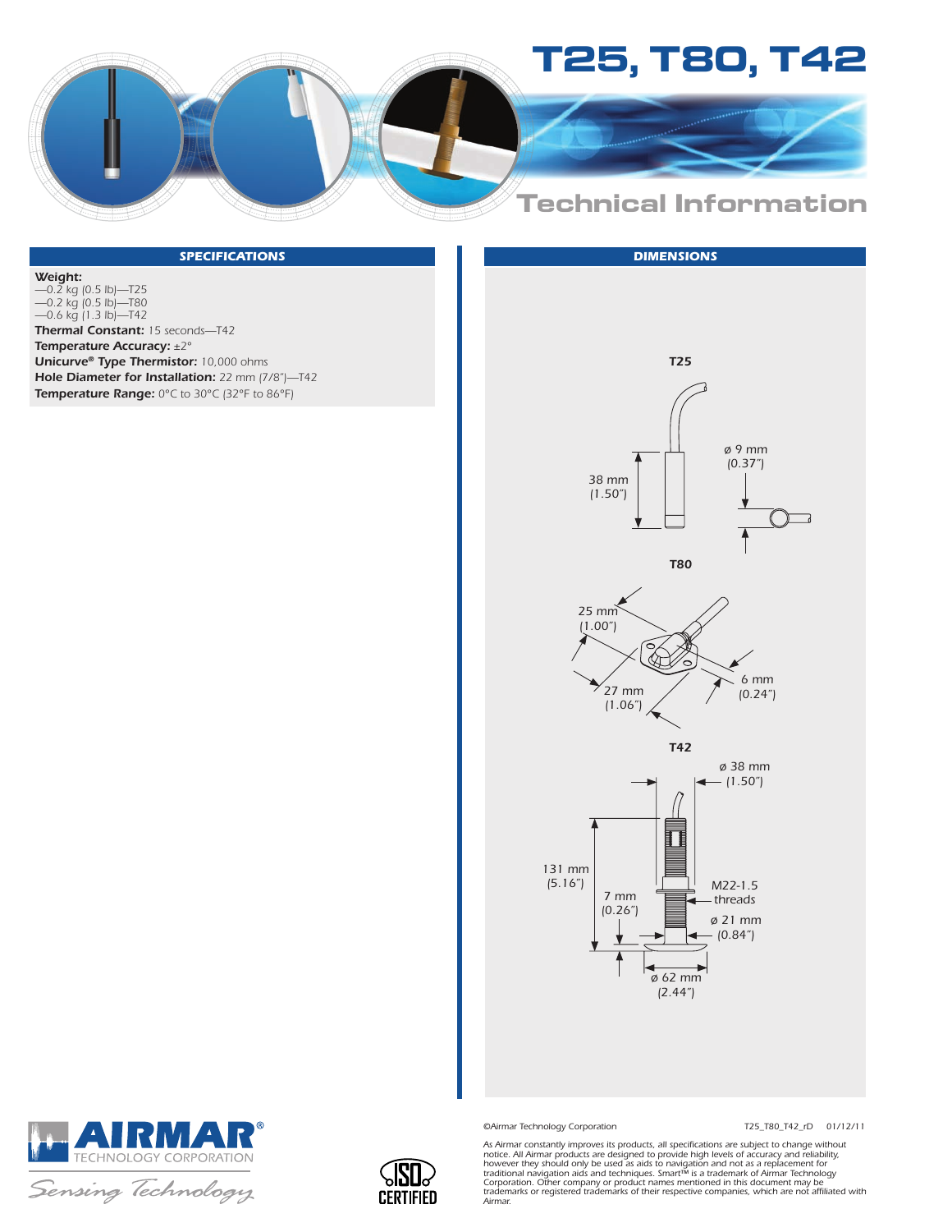# T25, T80, T42

## Technical Information

### SPECIFICATIONS

**Weight:**
—0.2 kg (0.5 lb)—T25
—0.2 kg (0.5 lb)—T80
—0.6 kg (1.3 lb)—T42

**Thermal Constant:** 15 seconds—T42

**Temperature Accuracy:** ±2°

**Unicurve® Type Thermistor:** 10,000 ohms

**Hole Diameter for Installation:** 22 mm (7/8")—T42

**Temperature Range:** 0°C to 30°C (32°F to 86°F)

### DIMENSIONS

**T25**

38 mm (1.50")

ø 9 mm (0.37")

**T80**

25 mm (1.00")

27 mm (1.06")

6 mm (0.24")

**T42**

ø 38 mm (1.50")

131 mm (5.16")

M22-1.5 threads

7 mm (0.26")

ø 21 mm (0.84")

ø 62 mm (2.44")

AIRMAR® TECHNOLOGY CORPORATION

Sensing Technology

ISO CERTIFIED

©Airmar Technology Corporation

T25_T80_T42_rD 01/12/11

As Airmar constantly improves its products, all specifications are subject to change without notice. All Airmar products are designed to provide high levels of accuracy and reliability, however they should only be used as aids to navigation and not as a replacement for traditional navigation aids and techniques. Smart™ is a trademark of Airmar Technology Corporation. Other company or product names mentioned in this document may be trademarks or registered trademarks of their respective companies, which are not affiliated with Airmar.